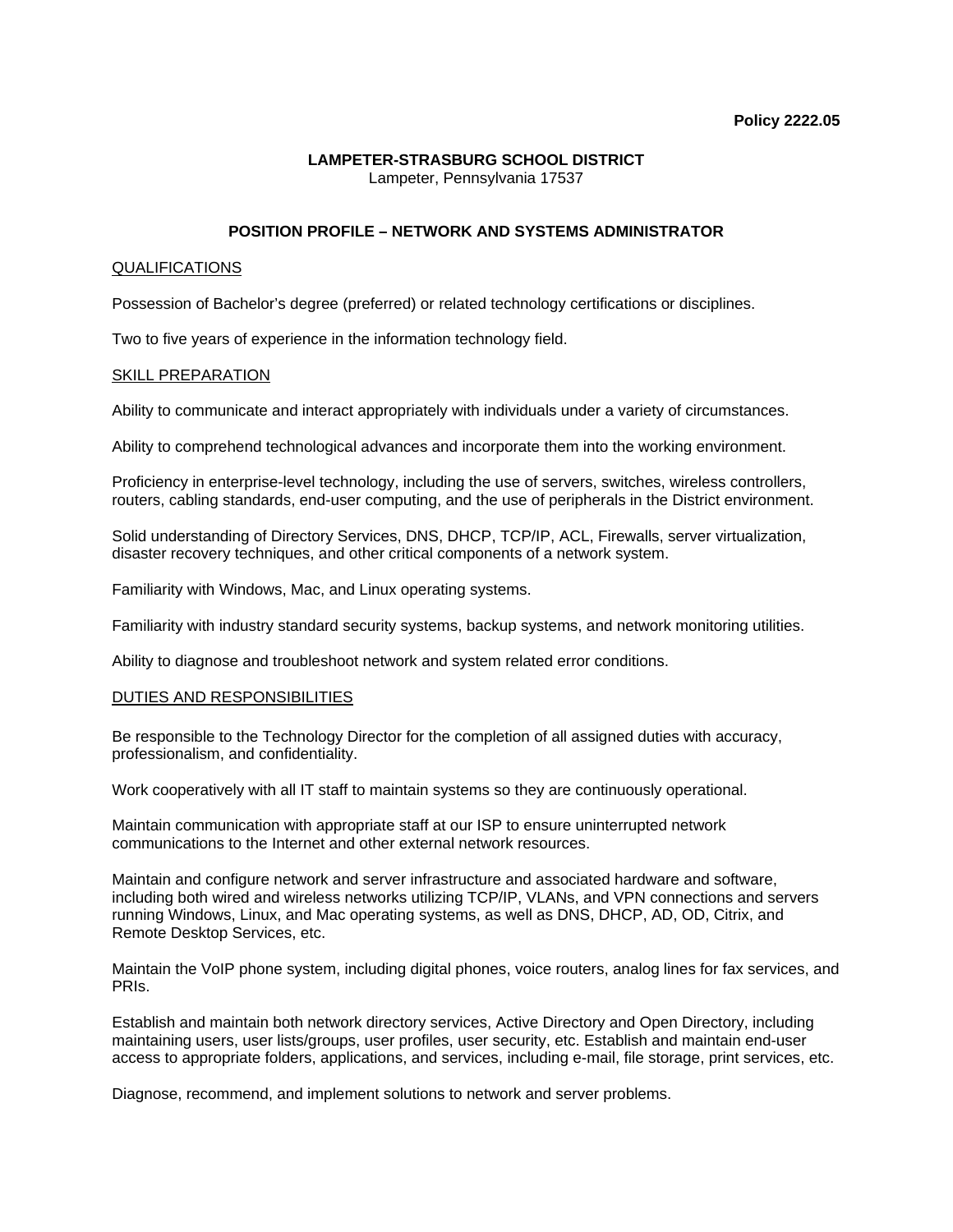**Policy 2222.05**

**LAMPETER-STRASBURG SCHOOL DISTRICT**
Lampeter, Pennsylvania 17537

## POSITION PROFILE – NETWORK AND SYSTEMS ADMINISTRATOR

### QUALIFICATIONS

Possession of Bachelor's degree (preferred) or related technology certifications or disciplines.

Two to five years of experience in the information technology field.

### SKILL PREPARATION

Ability to communicate and interact appropriately with individuals under a variety of circumstances.

Ability to comprehend technological advances and incorporate them into the working environment.

Proficiency in enterprise-level technology, including the use of servers, switches, wireless controllers, routers, cabling standards, end-user computing, and the use of peripherals in the District environment.

Solid understanding of Directory Services, DNS, DHCP, TCP/IP, ACL, Firewalls, server virtualization, disaster recovery techniques, and other critical components of a network system.

Familiarity with Windows, Mac, and Linux operating systems.

Familiarity with industry standard security systems, backup systems, and network monitoring utilities.

Ability to diagnose and troubleshoot network and system related error conditions.

### DUTIES AND RESPONSIBILITIES

Be responsible to the Technology Director for the completion of all assigned duties with accuracy, professionalism, and confidentiality.

Work cooperatively with all IT staff to maintain systems so they are continuously operational.

Maintain communication with appropriate staff at our ISP to ensure uninterrupted network communications to the Internet and other external network resources.

Maintain and configure network and server infrastructure and associated hardware and software, including both wired and wireless networks utilizing TCP/IP, VLANs, and VPN connections and servers running Windows, Linux, and Mac operating systems, as well as DNS, DHCP, AD, OD, Citrix, and Remote Desktop Services, etc.

Maintain the VoIP phone system, including digital phones, voice routers, analog lines for fax services, and PRIs.

Establish and maintain both network directory services, Active Directory and Open Directory, including maintaining users, user lists/groups, user profiles, user security, etc. Establish and maintain end-user access to appropriate folders, applications, and services, including e-mail, file storage, print services, etc.

Diagnose, recommend, and implement solutions to network and server problems.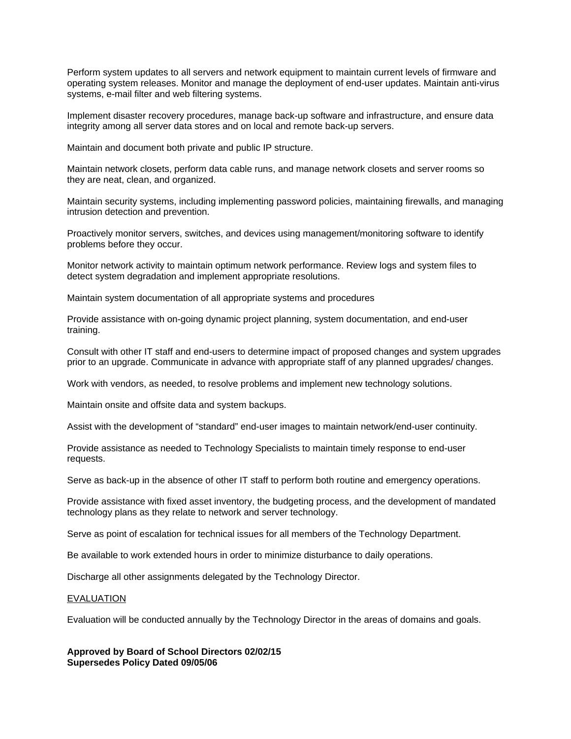Perform system updates to all servers and network equipment to maintain current levels of firmware and operating system releases. Monitor and manage the deployment of end-user updates. Maintain anti-virus systems, e-mail filter and web filtering systems.

Implement disaster recovery procedures, manage back-up software and infrastructure, and ensure data integrity among all server data stores and on local and remote back-up servers.

Maintain and document both private and public IP structure.

Maintain network closets, perform data cable runs, and manage network closets and server rooms so they are neat, clean, and organized.

Maintain security systems, including implementing password policies, maintaining firewalls, and managing intrusion detection and prevention.

Proactively monitor servers, switches, and devices using management/monitoring software to identify problems before they occur.

Monitor network activity to maintain optimum network performance. Review logs and system files to detect system degradation and implement appropriate resolutions.

Maintain system documentation of all appropriate systems and procedures

Provide assistance with on-going dynamic project planning, system documentation, and end-user training.

Consult with other IT staff and end-users to determine impact of proposed changes and system upgrades prior to an upgrade. Communicate in advance with appropriate staff of any planned upgrades/ changes.

Work with vendors, as needed, to resolve problems and implement new technology solutions.

Maintain onsite and offsite data and system backups.

Assist with the development of “standard” end-user images to maintain network/end-user continuity.

Provide assistance as needed to Technology Specialists to maintain timely response to end-user requests.

Serve as back-up in the absence of other IT staff to perform both routine and emergency operations.

Provide assistance with fixed asset inventory, the budgeting process, and the development of mandated technology plans as they relate to network and server technology.

Serve as point of escalation for technical issues for all members of the Technology Department.

Be available to work extended hours in order to minimize disturbance to daily operations.

Discharge all other assignments delegated by the Technology Director.

## EVALUATION

Evaluation will be conducted annually by the Technology Director in the areas of domains and goals.

**Approved by Board of School Directors 02/02/15**
**Supersedes Policy Dated 09/05/06**